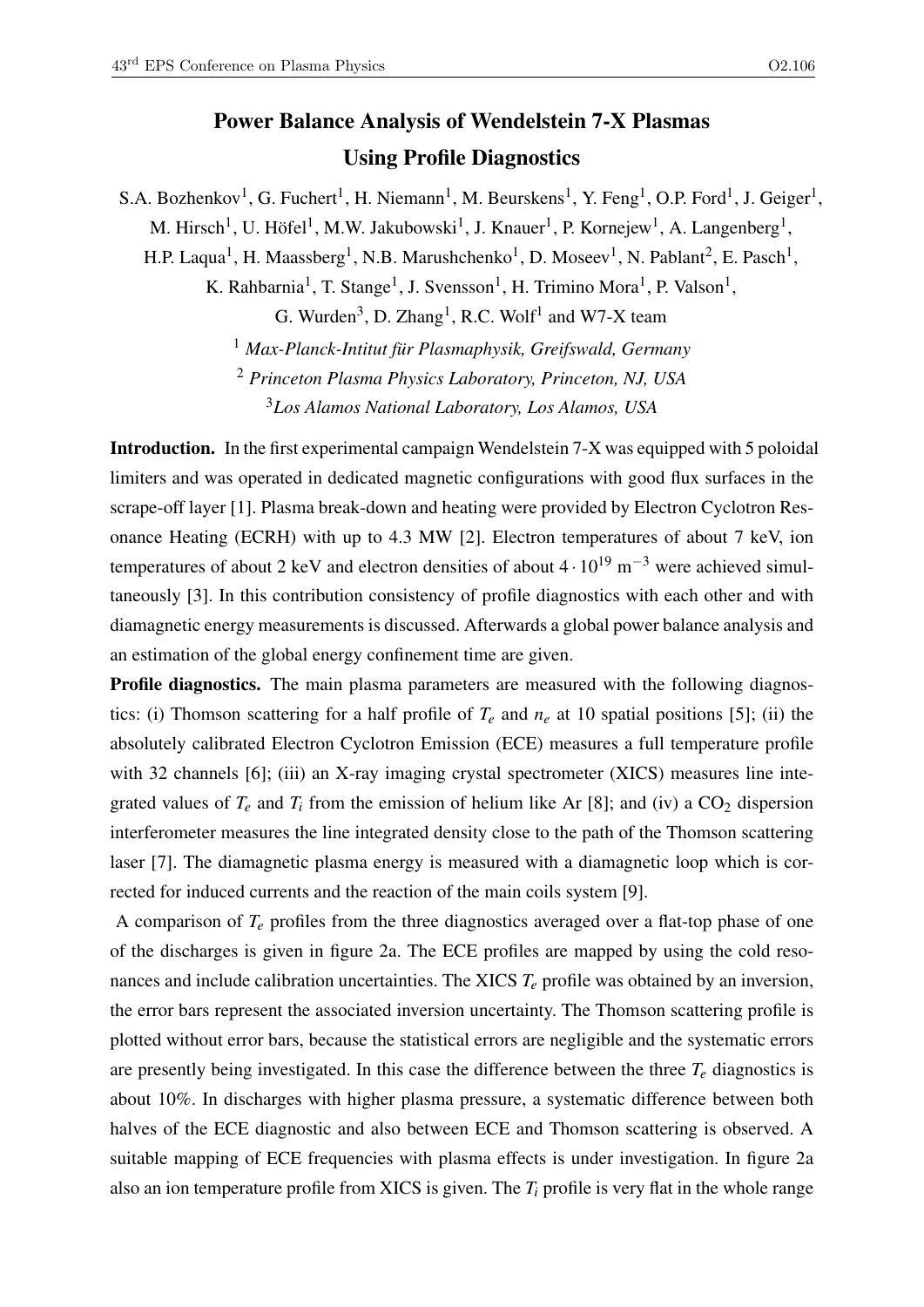# Power Balance Analysis of Wendelstein 7-X Plasmas Using Profile Diagnostics

S.A. Bozhenkov[1], G. Fuchert[1], H. Niemann[1], M. Beurskens[1], Y. Feng[1], O.P. Ford[1], J. Geiger[1], M. Hirsch[1], U. Höfel[1], M.W. Jakubowski[1], J. Knauer[1], P. Kornejew[1], A. Langenberg[1], H.P. Laqua[1], H. Maassberg[1], N.B. Marushchenko[1], D. Moseev[1], N. Pablant[2], E. Pasch[1], K. Rahbarnia[1], T. Stange[1], J. Svensson[1], H. Trimino Mora[1], P. Valson[1], G. Wurden[3], D. Zhang[1], R.C. Wolf[1] and W7-X team

[1] *Max-Planck-Intitut für Plasmaphysik, Greifswald, Germany*

[2] *Princeton Plasma Physics Laboratory, Princeton, NJ, USA*

[3] *Los Alamos National Laboratory, Los Alamos, USA*

**Introduction.** In the first experimental campaign Wendelstein 7-X was equipped with 5 poloidal limiters and was operated in dedicated magnetic configurations with good flux surfaces in the scrape-off layer [1]. Plasma break-down and heating were provided by Electron Cyclotron Resonance Heating (ECRH) with up to 4.3 MW [2]. Electron temperatures of about 7 keV, ion temperatures of about 2 keV and electron densities of about $4 \cdot 10^{19}$ m$^{-3}$ were achieved simultaneously [3]. In this contribution consistency of profile diagnostics with each other and with diamagnetic energy measurements is discussed. Afterwards a global power balance analysis and an estimation of the global energy confinement time are given.

**Profile diagnostics.** The main plasma parameters are measured with the following diagnostics: (i) Thomson scattering for a half profile of $T_e$ and $n_e$ at 10 spatial positions [5]; (ii) the absolutely calibrated Electron Cyclotron Emission (ECE) measures a full temperature profile with 32 channels [6]; (iii) an X-ray imaging crystal spectrometer (XICS) measures line integrated values of $T_e$ and $T_i$ from the emission of helium like Ar [8]; and (iv) a $CO_2$ dispersion interferometer measures the line integrated density close to the path of the Thomson scattering laser [7]. The diamagnetic plasma energy is measured with a diamagnetic loop which is corrected for induced currents and the reaction of the main coils system [9].

A comparison of $T_e$ profiles from the three diagnostics averaged over a flat-top phase of one of the discharges is given in figure 2a. The ECE profiles are mapped by using the cold resonances and include calibration uncertainties. The XICS $T_e$ profile was obtained by an inversion, the error bars represent the associated inversion uncertainty. The Thomson scattering profile is plotted without error bars, because the statistical errors are negligible and the systematic errors are presently being investigated. In this case the difference between the three $T_e$ diagnostics is about 10%. In discharges with higher plasma pressure, a systematic difference between both halves of the ECE diagnostic and also between ECE and Thomson scattering is observed. A suitable mapping of ECE frequencies with plasma effects is under investigation. In figure 2a also an ion temperature profile from XICS is given. The $T_i$ profile is very flat in the whole range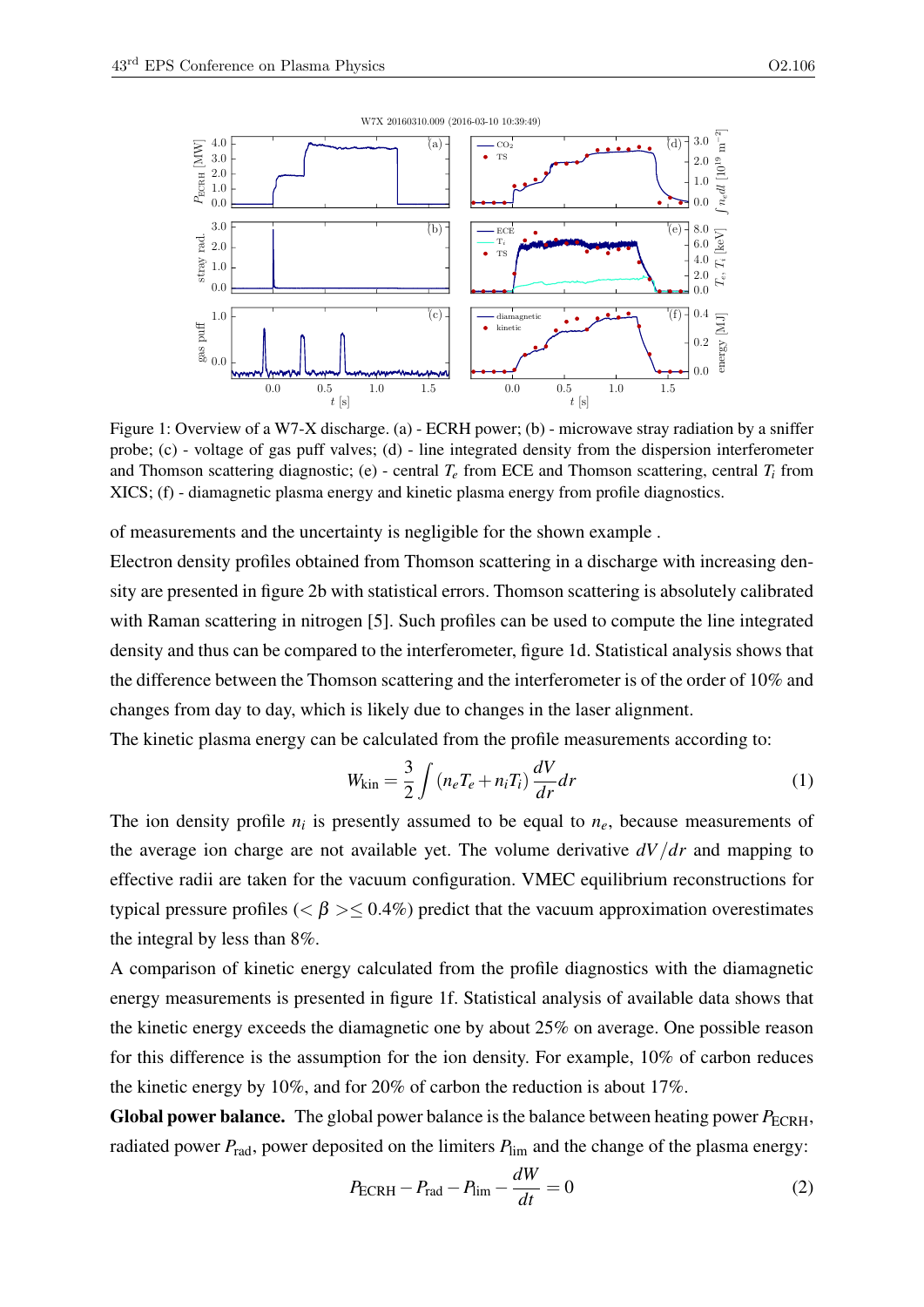Figure 1: Overview of a W7-X discharge. (a) - ECRH power; (b) - microwave stray radiation by a sniffer probe; (c) - voltage of gas puff valves; (d) - line integrated density from the dispersion interferometer and Thomson scattering diagnostic; (e) - central $T_e$ from ECE and Thomson scattering, central $T_i$ from XICS; (f) - diamagnetic plasma energy and kinetic plasma energy from profile diagnostics.

of measurements and the uncertainty is negligible for the shown example .

Electron density profiles obtained from Thomson scattering in a discharge with increasing density are presented in figure 2b with statistical errors. Thomson scattering is absolutely calibrated with Raman scattering in nitrogen [5]. Such profiles can be used to compute the line integrated density and thus can be compared to the interferometer, figure 1d. Statistical analysis shows that the difference between the Thomson scattering and the interferometer is of the order of 10% and changes from day to day, which is likely due to changes in the laser alignment.

The kinetic plasma energy can be calculated from the profile measurements according to:

$$W_{\text{kin}} = \frac{3}{2} \int (n_e T_e + n_i T_i) \frac{dV}{dr} dr \tag{1}$$

The ion density profile $n_i$ is presently assumed to be equal to $n_e$, because measurements of the average ion charge are not available yet. The volume derivative $dV/dr$ and mapping to effective radii are taken for the vacuum configuration. VMEC equilibrium reconstructions for typical pressure profiles ($<\beta> \leq 0.4\%$) predict that the vacuum approximation overestimates the integral by less than 8%.

A comparison of kinetic energy calculated from the profile diagnostics with the diamagnetic energy measurements is presented in figure 1f. Statistical analysis of available data shows that the kinetic energy exceeds the diamagnetic one by about 25% on average. One possible reason for this difference is the assumption for the ion density. For example, 10% of carbon reduces the kinetic energy by 10%, and for 20% of carbon the reduction is about 17%.

**Global power balance.** The global power balance is the balance between heating power $P_{\text{ECRH}}$, radiated power $P_{\text{rad}}$, power deposited on the limiters $P_{\text{lim}}$ and the change of the plasma energy:

$$P_{\text{ECRH}} - P_{\text{rad}} - P_{\text{lim}} - \frac{dW}{dt} = 0 \tag{2}$$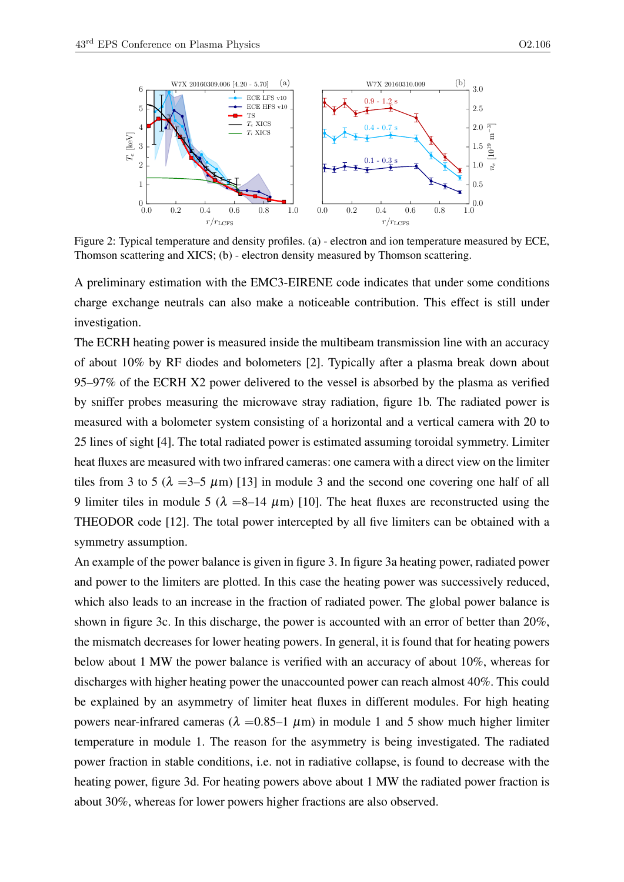Figure 2: Typical temperature and density profiles. (a) - electron and ion temperature measured by ECE, Thomson scattering and XICS; (b) - electron density measured by Thomson scattering.

A preliminary estimation with the EMC3-EIRENE code indicates that under some conditions charge exchange neutrals can also make a noticeable contribution. This effect is still under investigation.

The ECRH heating power is measured inside the multibeam transmission line with an accuracy of about 10% by RF diodes and bolometers [2]. Typically after a plasma break down about 95–97% of the ECRH X2 power delivered to the vessel is absorbed by the plasma as verified by sniffer probes measuring the microwave stray radiation, figure 1b. The radiated power is measured with a bolometer system consisting of a horizontal and a vertical camera with 20 to 25 lines of sight [4]. The total radiated power is estimated assuming toroidal symmetry. Limiter heat fluxes are measured with two infrared cameras: one camera with a direct view on the limiter tiles from 3 to 5 ($\lambda$ =3–5 $\mu$m) [13] in module 3 and the second one covering one half of all 9 limiter tiles in module 5 ($\lambda$ =8–14 $\mu$m) [10]. The heat fluxes are reconstructed using the THEODOR code [12]. The total power intercepted by all five limiters can be obtained with a symmetry assumption.

An example of the power balance is given in figure 3. In figure 3a heating power, radiated power and power to the limiters are plotted. In this case the heating power was successively reduced, which also leads to an increase in the fraction of radiated power. The global power balance is shown in figure 3c. In this discharge, the power is accounted with an error of better than 20%, the mismatch decreases for lower heating powers. In general, it is found that for heating powers below about 1 MW the power balance is verified with an accuracy of about 10%, whereas for discharges with higher heating power the unaccounted power can reach almost 40%. This could be explained by an asymmetry of limiter heat fluxes in different modules. For high heating powers near-infrared cameras ($\lambda$ =0.85–1 $\mu$m) in module 1 and 5 show much higher limiter temperature in module 1. The reason for the asymmetry is being investigated. The radiated power fraction in stable conditions, i.e. not in radiative collapse, is found to decrease with the heating power, figure 3d. For heating powers above about 1 MW the radiated power fraction is about 30%, whereas for lower powers higher fractions are also observed.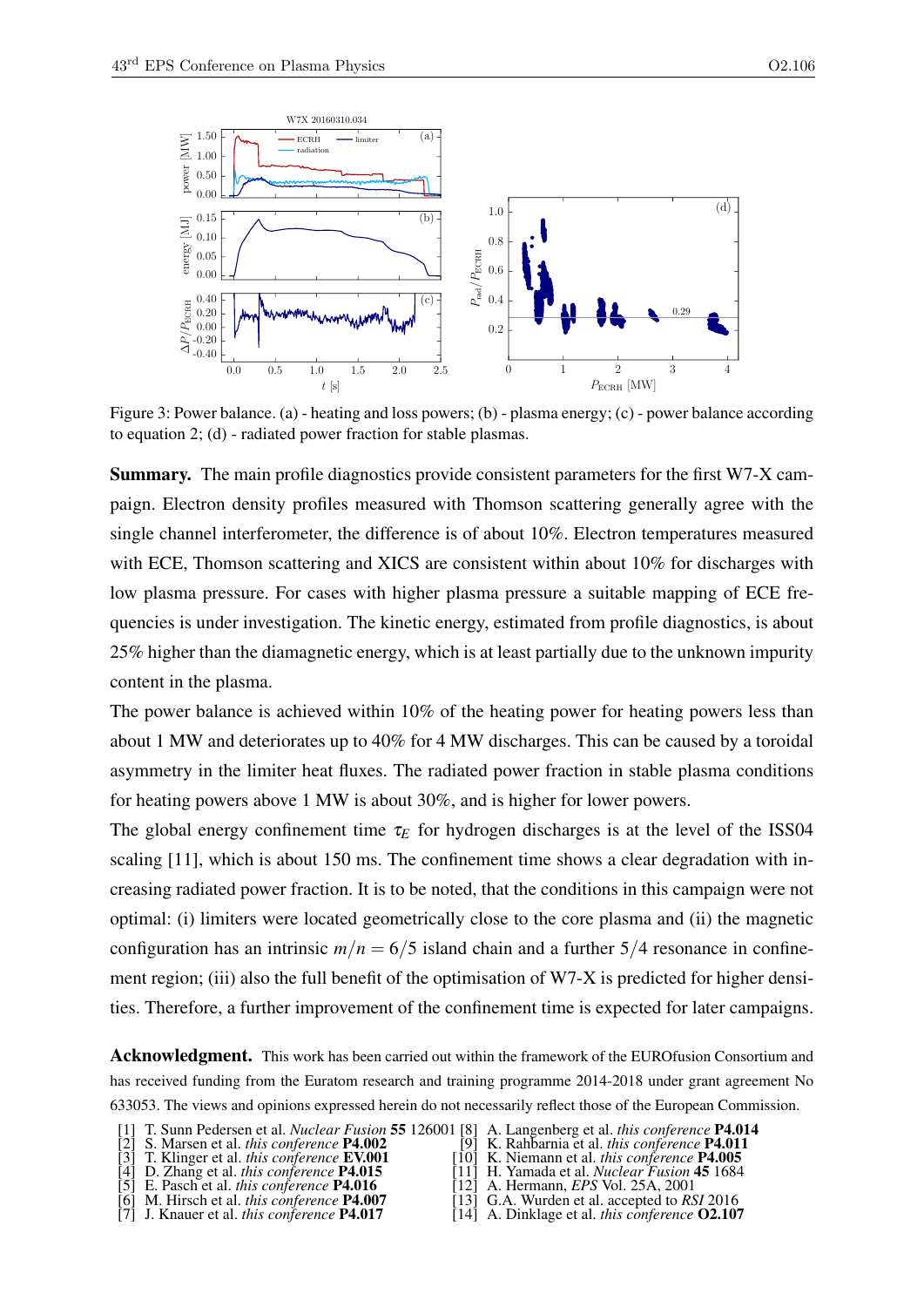W7X 20160310.034

power [MW]

1.50
1.00
0.50
0.00

ECRH
limiter
radiation

(a)

energy [MJ]

0.15
0.10
0.05
0.00

(b)

$\Delta P/P_{\mathrm{ECRH}}$

0.40
0.20
0.00
-0.20
-0.40

(c)

0.0 0.5 1.0 1.5 2.0 2.5

$t$ [s]

$P_{\mathrm{rad}}/P_{\mathrm{ECRH}}$

1.0
0.8
0.6
0.4
0.2

(d)

0.29

0 1 2 3 4

$P_{\mathrm{ECRH}}$ [MW]

Figure 3: Power balance. (a) - heating and loss powers; (b) - plasma energy; (c) - power balance according to equation 2; (d) - radiated power fraction for stable plasmas.

**Summary.** The main profile diagnostics provide consistent parameters for the first W7-X campaign. Electron density profiles measured with Thomson scattering generally agree with the single channel interferometer, the difference is of about 10%. Electron temperatures measured with ECE, Thomson scattering and XICS are consistent within about 10% for discharges with low plasma pressure. For cases with higher plasma pressure a suitable mapping of ECE frequencies is under investigation. The kinetic energy, estimated from profile diagnostics, is about 25% higher than the diamagnetic energy, which is at least partially due to the unknown impurity content in the plasma.

The power balance is achieved within 10% of the heating power for heating powers less than about 1 MW and deteriorates up to 40% for 4 MW discharges. This can be caused by a toroidal asymmetry in the limiter heat fluxes. The radiated power fraction in stable plasma conditions for heating powers above 1 MW is about 30%, and is higher for lower powers.

The global energy confinement time $\tau_E$ for hydrogen discharges is at the level of the ISS04 scaling [11], which is about 150 ms. The confinement time shows a clear degradation with increasing radiated power fraction. It is to be noted, that the conditions in this campaign were not optimal: (i) limiters were located geometrically close to the core plasma and (ii) the magnetic configuration has an intrinsic $m/n = 6/5$ island chain and a further $5/4$ resonance in confinement region; (iii) also the full benefit of the optimisation of W7-X is predicted for higher densities. Therefore, a further improvement of the confinement time is expected for later campaigns.

**Acknowledgment.** This work has been carried out within the framework of the EUROfusion Consortium and has received funding from the Euratom research and training programme 2014-2018 under grant agreement No 633053. The views and opinions expressed herein do not necessarily reflect those of the European Commission.

[1] T. Sunn Pedersen et al. *Nuclear Fusion* **55** 126001
[2] S. Marsen et al. *this conference* **P4.002**
[3] T. Klinger et al. *this conference* **EV.001**
[4] D. Zhang et al. *this conference* **P4.015**
[5] E. Pasch et al. *this conference* **P4.016**
[6] M. Hirsch et al. *this conference* **P4.007**
[7] J. Knauer et al. *this conference* **P4.017**
[8] A. Langenberg et al. *this conference* **P4.014**
[9] K. Rahbarnia et al. *this conference* **P4.011**
[10] K. Niemann et al. *this conference* **P4.005**
[11] H. Yamada et al. *Nuclear Fusion* **45** 1684
[12] A. Hermann, *EPS* Vol. 25A, 2001
[13] G.A. Wurden et al. accepted to *RSI* 2016
[14] A. Dinklage et al. *this conference* **O2.107**